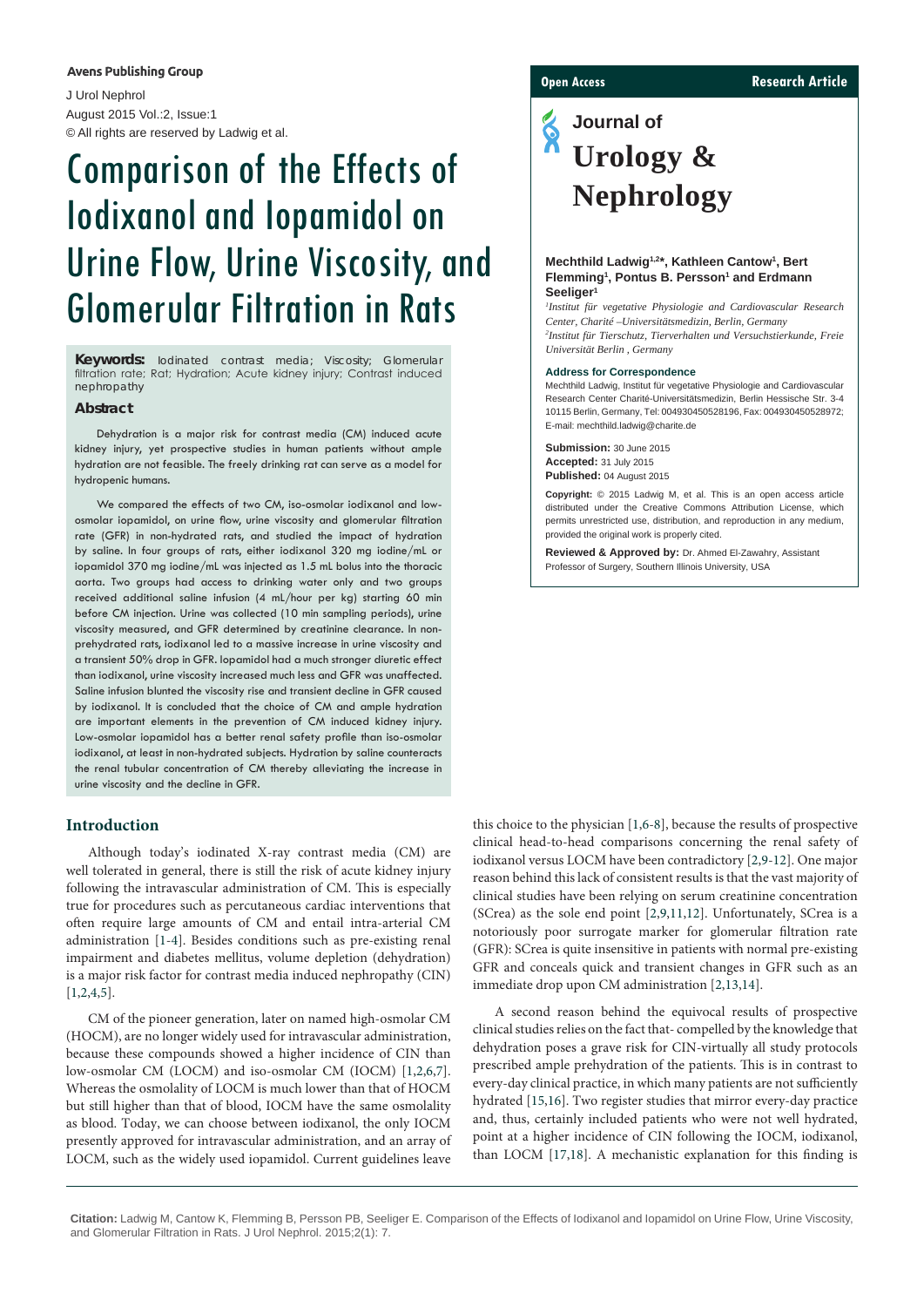Avens Publishing Group

J Urol Nephrol
August 2015 Vol.:2, Issue:1
© All rights are reserved by Ladwig et al.

Open Access | Research Article

Journal of **Urology & Nephrology**

# Comparison of the Effects of Iodixanol and Iopamidol on Urine Flow, Urine Viscosity, and Glomerular Filtration in Rats

**Mechthild Ladwig[1,2]*, Kathleen Cantow[1], Bert Flemming[1], Pontus B. Persson[1] and Erdmann Seeliger[1]**

*[1]Institut für vegetative Physiologie and Cardiovascular Research Center, Charité –Universitätsmedizin, Berlin, Germany*
*[2]Institut für Tierschutz, Tierverhalten und Versuchstierkunde, Freie Universität Berlin , Germany*

**Address for Correspondence**

Mechthild Ladwig, Institut für vegetative Physiologie and Cardiovascular Research Center Charité-Universitätsmedizin, Berlin Hessische Str. 3-4 10115 Berlin, Germany, Tel: 004930450528196, Fax: 004930450528972; E-mail: mechthild.ladwig@charite.de

**Submission:** 30 June 2015
**Accepted:** 31 July 2015
**Published:** 04 August 2015

**Copyright:** © 2015 Ladwig M, et al. This is an open access article distributed under the Creative Commons Attribution License, which permits unrestricted use, distribution, and reproduction in any medium, provided the original work is properly cited.

**Reviewed & Approved by:** Dr. Ahmed El-Zawahry, Assistant Professor of Surgery, Southern Illinois University, USA

**Keywords:** Iodinated contrast media; Viscosity; Glomerular filtration rate; Rat; Hydration; Acute kidney injury; Contrast induced nephropathy

## Abstract

Dehydration is a major risk for contrast media (CM) induced acute kidney injury, yet prospective studies in human patients without ample hydration are not feasible. The freely drinking rat can serve as a model for hydropenic humans.

We compared the effects of two CM, iso-osmolar iodixanol and low-osmolar iopamidol, on urine flow, urine viscosity and glomerular filtration rate (GFR) in non-hydrated rats, and studied the impact of hydration by saline. In four groups of rats, either iodixanol 320 mg iodine/mL or iopamidol 370 mg iodine/mL was injected as 1.5 mL bolus into the thoracic aorta. Two groups had access to drinking water only and two groups received additional saline infusion (4 mL/hour per kg) starting 60 min before CM injection. Urine was collected (10 min sampling periods), urine viscosity measured, and GFR determined by creatinine clearance. In non-prehydrated rats, iodixanol led to a massive increase in urine viscosity and a transient 50% drop in GFR. Iopamidol had a much stronger diuretic effect than iodixanol, urine viscosity increased much less and GFR was unaffected. Saline infusion blunted the viscosity rise and transient decline in GFR caused by iodixanol. It is concluded that the choice of CM and ample hydration are important elements in the prevention of CM induced kidney injury. Low-osmolar iopamidol has a better renal safety profile than iso-osmolar iodixanol, at least in non-hydrated subjects. Hydration by saline counteracts the renal tubular concentration of CM thereby alleviating the increase in urine viscosity and the decline in GFR.

## Introduction

Although today's iodinated X-ray contrast media (CM) are well tolerated in general, there is still the risk of acute kidney injury following the intravascular administration of CM. This is especially true for procedures such as percutaneous cardiac interventions that often require large amounts of CM and entail intra-arterial CM administration [1-4]. Besides conditions such as pre-existing renal impairment and diabetes mellitus, volume depletion (dehydration) is a major risk factor for contrast media induced nephropathy (CIN) [1,2,4,5].

CM of the pioneer generation, later on named high-osmolar CM (HOCM), are no longer widely used for intravascular administration, because these compounds showed a higher incidence of CIN than low-osmolar CM (LOCM) and iso-osmolar CM (IOCM) [1,2,6,7]. Whereas the osmolality of LOCM is much lower than that of HOCM but still higher than that of blood, IOCM have the same osmolality as blood. Today, we can choose between iodixanol, the only IOCM presently approved for intravascular administration, and an array of LOCM, such as the widely used iopamidol. Current guidelines leave this choice to the physician [1,6-8], because the results of prospective clinical head-to-head comparisons concerning the renal safety of iodixanol versus LOCM have been contradictory [2,9-12]. One major reason behind this lack of consistent results is that the vast majority of clinical studies have been relying on serum creatinine concentration (SCrea) as the sole end point [2,9,11,12]. Unfortunately, SCrea is a notoriously poor surrogate marker for glomerular filtration rate (GFR): SCrea is quite insensitive in patients with normal pre-existing GFR and conceals quick and transient changes in GFR such as an immediate drop upon CM administration [2,13,14].

A second reason behind the equivocal results of prospective clinical studies relies on the fact that- compelled by the knowledge that dehydration poses a grave risk for CIN-virtually all study protocols prescribed ample prehydration of the patients. This is in contrast to every-day clinical practice, in which many patients are not sufficiently hydrated [15,16]. Two register studies that mirror every-day practice and, thus, certainly included patients who were not well hydrated, point at a higher incidence of CIN following the IOCM, iodixanol, than LOCM [17,18]. A mechanistic explanation for this finding is

**Citation:** Ladwig M, Cantow K, Flemming B, Persson PB, Seeliger E. Comparison of the Effects of Iodixanol and Iopamidol on Urine Flow, Urine Viscosity, and Glomerular Filtration in Rats. J Urol Nephrol. 2015;2(1): 7.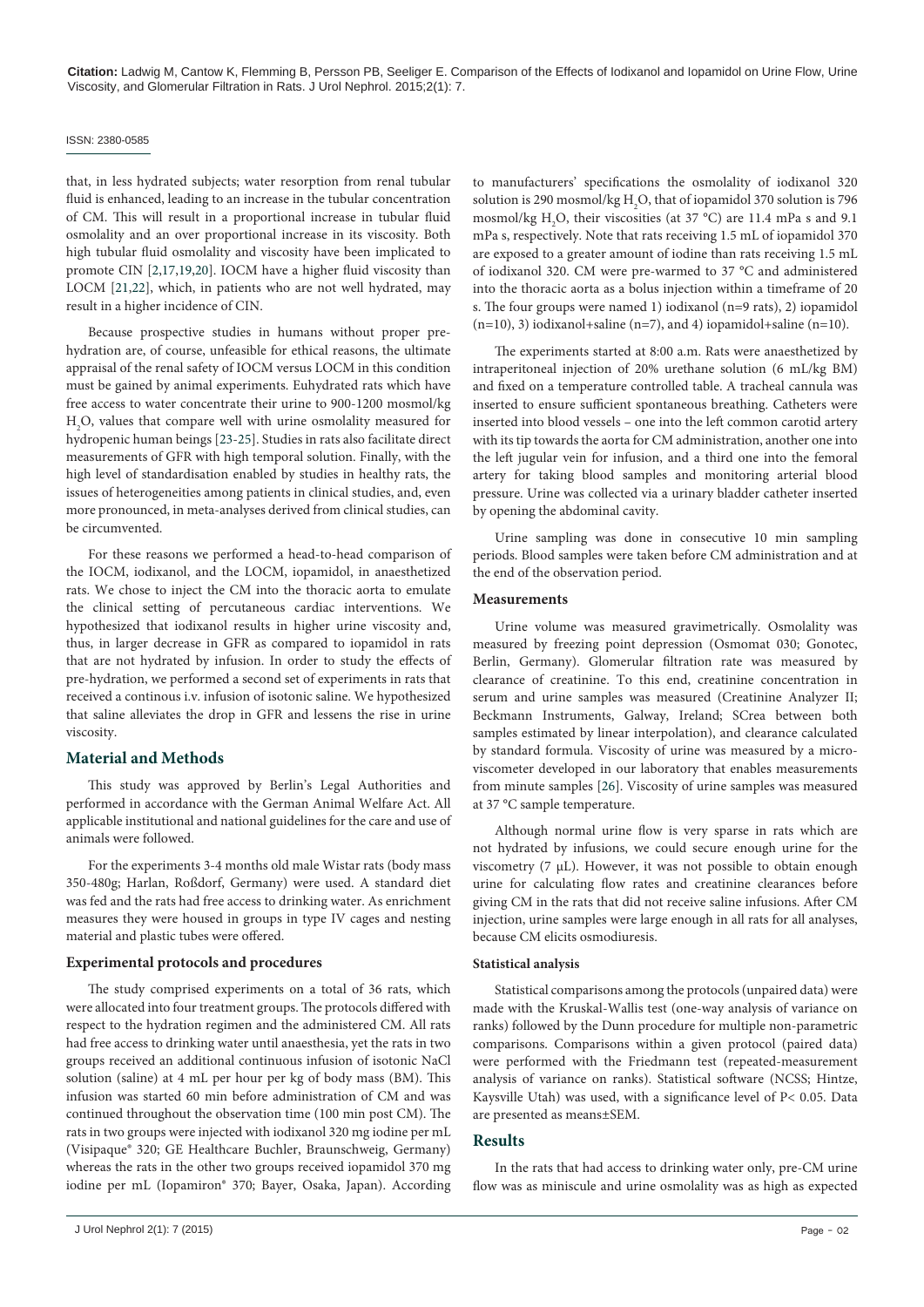that, in less hydrated subjects; water resorption from renal tubular fluid is enhanced, leading to an increase in the tubular concentration of CM. This will result in a proportional increase in tubular fluid osmolality and an over proportional increase in its viscosity. Both high tubular fluid osmolality and viscosity have been implicated to promote CIN [2,17,19,20]. IOCM have a higher fluid viscosity than LOCM [21,22], which, in patients who are not well hydrated, may result in a higher incidence of CIN.

Because prospective studies in humans without proper pre-hydration are, of course, unfeasible for ethical reasons, the ultimate appraisal of the renal safety of IOCM versus LOCM in this condition must be gained by animal experiments. Euhydrated rats which have free access to water concentrate their urine to 900-1200 mosmol/kg $H_2O$, values that compare well with urine osmolality measured for hydropenic human beings [23-25]. Studies in rats also facilitate direct measurements of GFR with high temporal solution. Finally, with the high level of standardisation enabled by studies in healthy rats, the issues of heterogeneities among patients in clinical studies, and, even more pronounced, in meta-analyses derived from clinical studies, can be circumvented.

For these reasons we performed a head-to-head comparison of the IOCM, iodixanol, and the LOCM, iopamidol, in anaesthetized rats. We chose to inject the CM into the thoracic aorta to emulate the clinical setting of percutaneous cardiac interventions. We hypothesized that iodixanol results in higher urine viscosity and, thus, in larger decrease in GFR as compared to iopamidol in rats that are not hydrated by infusion. In order to study the effects of pre-hydration, we performed a second set of experiments in rats that received a continous i.v. infusion of isotonic saline. We hypothesized that saline alleviates the drop in GFR and lessens the rise in urine viscosity.

## Material and Methods

This study was approved by Berlin's Legal Authorities and performed in accordance with the German Animal Welfare Act. All applicable institutional and national guidelines for the care and use of animals were followed.

For the experiments 3-4 months old male Wistar rats (body mass 350-480g; Harlan, Roßdorf, Germany) were used. A standard diet was fed and the rats had free access to drinking water. As enrichment measures they were housed in groups in type IV cages and nesting material and plastic tubes were offered.

### Experimental protocols and procedures

The study comprised experiments on a total of 36 rats, which were allocated into four treatment groups. The protocols differed with respect to the hydration regimen and the administered CM. All rats had free access to drinking water until anaesthesia, yet the rats in two groups received an additional continuous infusion of isotonic NaCl solution (saline) at 4 mL per hour per kg of body mass (BM). This infusion was started 60 min before administration of CM and was continued throughout the observation time (100 min post CM). The rats in two groups were injected with iodixanol 320 mg iodine per mL (Visipaque® 320; GE Healthcare Buchler, Braunschweig, Germany) whereas the rats in the other two groups received iopamidol 370 mg iodine per mL (Iopamiron® 370; Bayer, Osaka, Japan). According to manufacturers' specifications the osmolality of iodixanol 320 solution is 290 mosmol/kg $H_2O$, that of iopamidol 370 solution is 796 mosmol/kg $H_2O$, their viscosities (at 37 °C) are 11.4 mPa s and 9.1 mPa s, respectively. Note that rats receiving 1.5 mL of iopamidol 370 are exposed to a greater amount of iodine than rats receiving 1.5 mL of iodixanol 320. CM were pre-warmed to 37 °C and administered into the thoracic aorta as a bolus injection within a timeframe of 20 s. The four groups were named 1) iodixanol (n=9 rats), 2) iopamidol (n=10), 3) iodixanol+saline (n=7), and 4) iopamidol+saline (n=10).

The experiments started at 8:00 a.m. Rats were anaesthetized by intraperitoneal injection of 20% urethane solution (6 mL/kg BM) and fixed on a temperature controlled table. A tracheal cannula was inserted to ensure sufficient spontaneous breathing. Catheters were inserted into blood vessels – one into the left common carotid artery with its tip towards the aorta for CM administration, another one into the left jugular vein for infusion, and a third one into the femoral artery for taking blood samples and monitoring arterial blood pressure. Urine was collected via a urinary bladder catheter inserted by opening the abdominal cavity.

Urine sampling was done in consecutive 10 min sampling periods. Blood samples were taken before CM administration and at the end of the observation period.

### Measurements

Urine volume was measured gravimetrically. Osmolality was measured by freezing point depression (Osmomat 030; Gonotec, Berlin, Germany). Glomerular filtration rate was measured by clearance of creatinine. To this end, creatinine concentration in serum and urine samples was measured (Creatinine Analyzer II; Beckmann Instruments, Galway, Ireland; SCrea between both samples estimated by linear interpolation), and clearance calculated by standard formula. Viscosity of urine was measured by a micro-viscometer developed in our laboratory that enables measurements from minute samples [26]. Viscosity of urine samples was measured at 37 °C sample temperature.

Although normal urine flow is very sparse in rats which are not hydrated by infusions, we could secure enough urine for the viscometry (7 µL). However, it was not possible to obtain enough urine for calculating flow rates and creatinine clearances before giving CM in the rats that did not receive saline infusions. After CM injection, urine samples were large enough in all rats for all analyses, because CM elicits osmodiuresis.

#### Statistical analysis

Statistical comparisons among the protocols (unpaired data) were made with the Kruskal-Wallis test (one-way analysis of variance on ranks) followed by the Dunn procedure for multiple non-parametric comparisons. Comparisons within a given protocol (paired data) were performed with the Friedmann test (repeated-measurement analysis of variance on ranks). Statistical software (NCSS; Hintze, Kaysville Utah) was used, with a significance level of $P< 0.05$. Data are presented as means±SEM.

## Results

In the rats that had access to drinking water only, pre-CM urine flow was as miniscule and urine osmolality was as high as expected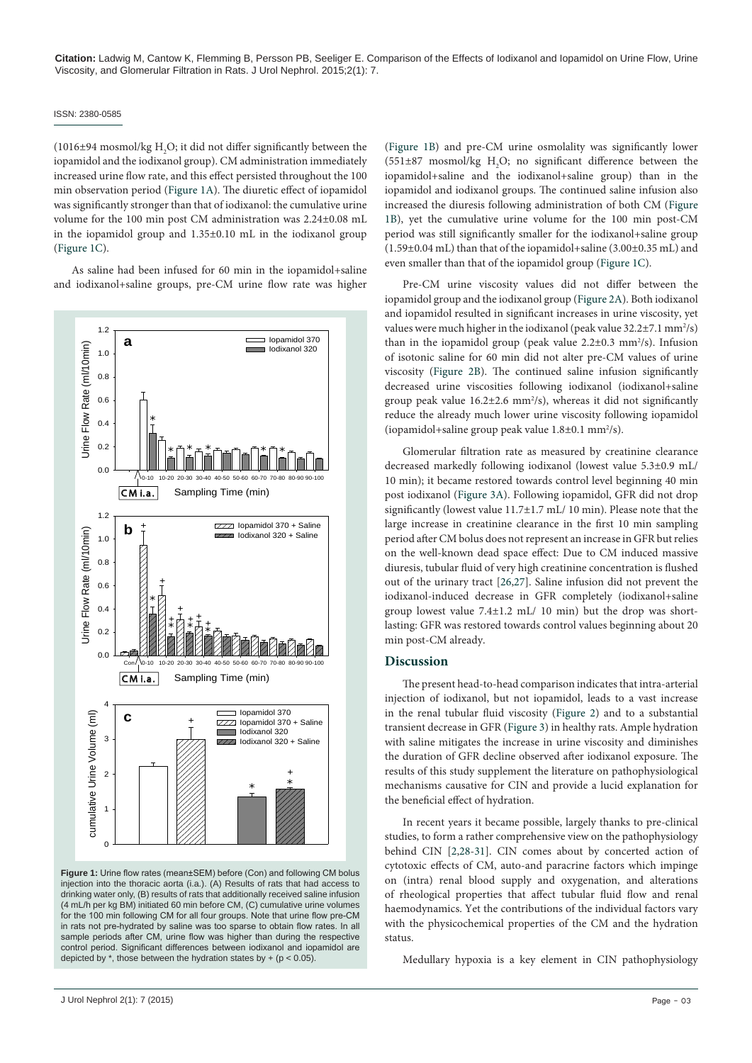(1016±94 mosmol/kg $H_2O$; it did not differ significantly between the iopamidol and the iodixanol group). CM administration immediately increased urine flow rate, and this effect persisted throughout the 100 min observation period (Figure 1A). The diuretic effect of iopamidol was significantly stronger than that of iodixanol: the cumulative urine volume for the 100 min post CM administration was 2.24±0.08 mL in the iopamidol group and 1.35±0.10 mL in the iodixanol group (Figure 1C).

As saline had been infused for 60 min in the iopamidol+saline and iodixanol+saline groups, pre-CM urine flow rate was higher (Figure 1B) and pre-CM urine osmolality was significantly lower (551±87 mosmol/kg $H_2O$; no significant difference between the iopamidol+saline and the iodixanol+saline group) than in the iopamidol and iodixanol groups. The continued saline infusion also increased the diuresis following administration of both CM (Figure 1B), yet the cumulative urine volume for the 100 min post-CM period was still significantly smaller for the iodixanol+saline group (1.59±0.04 mL) than that of the iopamidol+saline (3.00±0.35 mL) and even smaller than that of the iopamidol group (Figure 1C).

Figure 1: Urine flow rates (mean±SEM) before (Con) and following CM bolus injection into the thoracic aorta (i.a.). (A) Results of rats that had access to drinking water only, (B) results of rats that additionally received saline infusion (4 mL/h per kg BM) initiated 60 min before CM, (C) cumulative urine volumes for the 100 min following CM for all four groups. Note that urine flow pre-CM in rats not pre-hydrated by saline was too sparse to obtain flow rates. In all sample periods after CM, urine flow was higher than during the respective control period. Significant differences between iodixanol and iopamidol are depicted by *, those between the hydration states by + ($p < 0.05$).

Pre-CM urine viscosity values did not differ between the iopamidol group and the iodixanol group (Figure 2A). Both iodixanol and iopamidol resulted in significant increases in urine viscosity, yet values were much higher in the iodixanol (peak value 32.2±7.1 $mm^2/s$) than in the iopamidol group (peak value 2.2±0.3 $mm^2/s$). Infusion of isotonic saline for 60 min did not alter pre-CM values of urine viscosity (Figure 2B). The continued saline infusion significantly decreased urine viscosities following iodixanol (iodixanol+saline group peak value 16.2±2.6 $mm^2/s$), whereas it did not significantly reduce the already much lower urine viscosity following iopamidol (iopamidol+saline group peak value 1.8±0.1 $mm^2/s$).

Glomerular filtration rate as measured by creatinine clearance decreased markedly following iodixanol (lowest value 5.3±0.9 mL/10 min); it became restored towards control level beginning 40 min post iodixanol (Figure 3A). Following iopamidol, GFR did not drop significantly (lowest value 11.7±1.7 mL/ 10 min). Please note that the large increase in creatinine clearance in the first 10 min sampling period after CM bolus does not represent an increase in GFR but relies on the well-known dead space effect: Due to CM induced massive diuresis, tubular fluid of very high creatinine concentration is flushed out of the urinary tract [26,27]. Saline infusion did not prevent the iodixanol-induced decrease in GFR completely (iodixanol+saline group lowest value 7.4±1.2 mL/ 10 min) but the drop was short-lasting: GFR was restored towards control values beginning about 20 min post-CM already.

## Discussion

The present head-to-head comparison indicates that intra-arterial injection of iodixanol, but not iopamidol, leads to a vast increase in the renal tubular fluid viscosity (Figure 2) and to a substantial transient decrease in GFR (Figure 3) in healthy rats. Ample hydration with saline mitigates the increase in urine viscosity and diminishes the duration of GFR decline observed after iodixanol exposure. The results of this study supplement the literature on pathophysiological mechanisms causative for CIN and provide a lucid explanation for the beneficial effect of hydration.

In recent years it became possible, largely thanks to pre-clinical studies, to form a rather comprehensive view on the pathophysiology behind CIN [2,28-31]. CIN comes about by concerted action of cytotoxic effects of CM, auto-and paracrine factors which impinge on (intra) renal blood supply and oxygenation, and alterations of rheological properties that affect tubular fluid flow and renal haemodynamics. Yet the contributions of the individual factors vary with the physicochemical properties of the CM and the hydration status.

Medullary hypoxia is a key element in CIN pathophysiology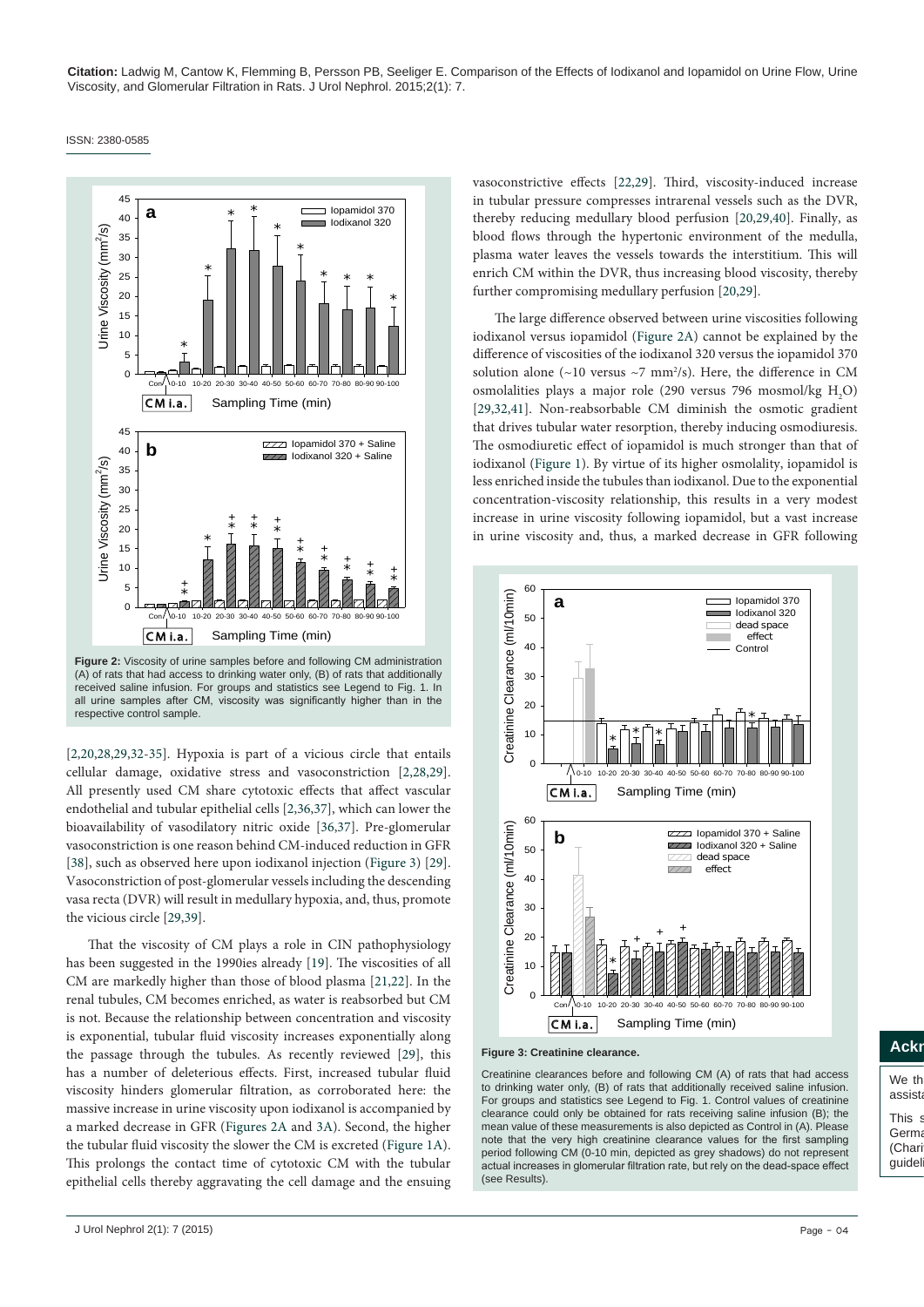Figure 2: Viscosity of urine samples before and following CM administration (A) of rats that had access to drinking water only, (B) of rats that additionally received saline infusion. For groups and statistics see Legend to Fig. 1. In all urine samples after CM, viscosity was significantly higher than in the respective control sample.

[2,20,28,29,32-35]. Hypoxia is part of a vicious circle that entails cellular damage, oxidative stress and vasoconstriction [2,28,29]. All presently used CM share cytotoxic effects that affect vascular endothelial and tubular epithelial cells [2,36,37], which can lower the bioavailability of vasodilatory nitric oxide [36,37]. Pre-glomerular vasoconstriction is one reason behind CM-induced reduction in GFR [38], such as observed here upon iodixanol injection (Figure 3) [29]. Vasoconstriction of post-glomerular vessels including the descending vasa recta (DVR) will result in medullary hypoxia, and, thus, promote the vicious circle [29,39].

That the viscosity of CM plays a role in CIN pathophysiology has been suggested in the 1990ies already [19]. The viscosities of all CM are markedly higher than those of blood plasma [21,22]. In the renal tubules, CM becomes enriched, as water is reabsorbed but CM is not. Because the relationship between concentration and viscosity is exponential, tubular fluid viscosity increases exponentially along the passage through the tubules. As recently reviewed [29], this has a number of deleterious effects. First, increased tubular fluid viscosity hinders glomerular filtration, as corroborated here: the massive increase in urine viscosity upon iodixanol is accompanied by a marked decrease in GFR (Figures 2A and 3A). Second, the higher the tubular fluid viscosity the slower the CM is excreted (Figure 1A). This prolongs the contact time of cytotoxic CM with the tubular epithelial cells thereby aggravating the cell damage and the ensuing vasoconstrictive effects [22,29]. Third, viscosity-induced increase in tubular pressure compresses intrarenal vessels such as the DVR, thereby reducing medullary blood perfusion [20,29,40]. Finally, as blood flows through the hypertonic environment of the medulla, plasma water leaves the vessels towards the interstitium. This will enrich CM within the DVR, thus increasing blood viscosity, thereby further compromising medullary perfusion [20,29].

The large difference observed between urine viscosities following iodixanol versus iopamidol (Figure 2A) cannot be explained by the difference of viscosities of the iodixanol 320 versus the iopamidol 370 solution alone (~10 versus ~7 mm²/s). Here, the difference in CM osmolalities plays a major role (290 versus 796 mosmol/kg $H_2O$) [29,32,41]. Non-reabsorbable CM diminish the osmotic gradient that drives tubular water resorption, thereby inducing osmodiuresis. The osmodiuretic effect of iopamidol is much stronger than that of iodixanol (Figure 1). By virtue of its higher osmolality, iopamidol is less enriched inside the tubules than iodixanol. Due to the exponential concentration-viscosity relationship, this results in a very modest increase in urine viscosity following iopamidol, but a vast increase in urine viscosity and, thus, a marked decrease in GFR following

Figure 3: Creatinine clearance.

Creatinine clearances before and following CM (A) of rats that had access to drinking water only, (B) of rats that additionally received saline infusion. For groups and statistics see Legend to Fig. 1. Control values of creatinine clearance could only be obtained for rats receiving saline infusion (B); the mean value of these measurements is also depicted as Control in (A). Please note that the very high creatinine clearance values for the first sampling period following CM (0-10 min, depicted as grey shadows) do not represent actual increases in glomerular filtration rate, but rely on the dead-space effect (see Results).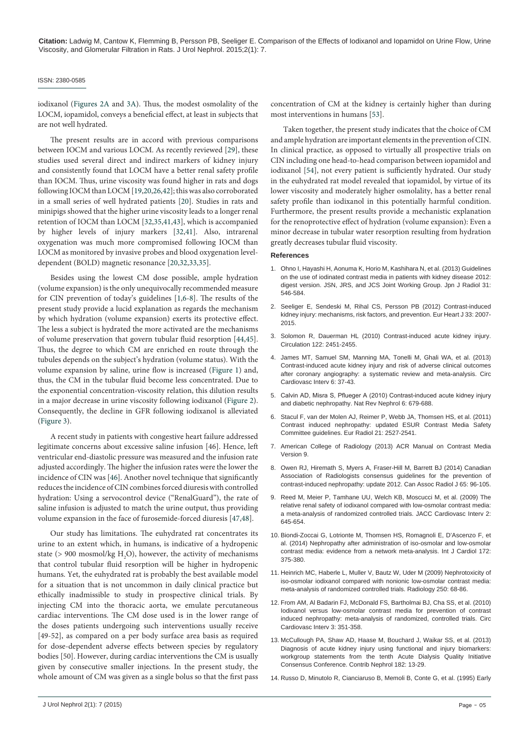iodixanol (Figures 2A and 3A). Thus, the modest osmolality of the LOCM, iopamidol, conveys a beneficial effect, at least in subjects that are not well hydrated.

The present results are in accord with previous comparisons between IOCM and various LOCM. As recently reviewed [29], these studies used several direct and indirect markers of kidney injury and consistently found that LOCM have a better renal safety profile than IOCM. Thus, urine viscosity was found higher in rats and dogs following IOCM than LOCM [19,20,26,42]; this was also corroborated in a small series of well hydrated patients [20]. Studies in rats and minipigs showed that the higher urine viscosity leads to a longer renal retention of IOCM than LOCM [32,35,41,43], which is accompanied by higher levels of injury markers [32,41]. Also, intrarenal oxygenation was much more compromised following IOCM than LOCM as monitored by invasive probes and blood oxygenation level-dependent (BOLD) magnetic resonance [20,32,33,35].

Besides using the lowest CM dose possible, ample hydration (volume expansion) is the only unequivocally recommended measure for CIN prevention of today's guidelines [1,6-8]. The results of the present study provide a lucid explanation as regards the mechanism by which hydration (volume expansion) exerts its protective effect. The less a subject is hydrated the more activated are the mechanisms of volume preservation that govern tubular fluid resorption [44,45]. Thus, the degree to which CM are enriched en route through the tubules depends on the subject's hydration (volume status). With the volume expansion by saline, urine flow is increased (Figure 1) and, thus, the CM in the tubular fluid become less concentrated. Due to the exponential concentration-viscosity relation, this dilution results in a major decrease in urine viscosity following iodixanol (Figure 2). Consequently, the decline in GFR following iodixanol is alleviated (Figure 3).

A recent study in patients with congestive heart failure addressed legitimate concerns about excessive saline infusion [46]. Hence, left ventricular end-diastolic pressure was measured and the infusion rate adjusted accordingly. The higher the infusion rates were the lower the incidence of CIN was [46]. Another novel technique that significantly reduces the incidence of CIN combines forced diuresis with controlled hydration: Using a servocontrol device ("RenalGuard"), the rate of saline infusion is adjusted to match the urine output, thus providing volume expansion in the face of furosemide-forced diuresis [47,48].

Our study has limitations. The euhydrated rat concentrates its urine to an extent which, in humans, is indicative of a hydropenic state (> 900 mosmol/kg $H_2O$), however, the activity of mechanisms that control tubular fluid resorption will be higher in hydropenic humans. Yet, the euhydrated rat is probably the best available model for a situation that is not uncommon in daily clinical practice but ethically inadmissible to study in prospective clinical trials. By injecting CM into the thoracic aorta, we emulate percutaneous cardiac interventions. The CM dose used is in the lower range of the doses patients undergoing such interventions usually receive [49-52], as compared on a per body surface area basis as required for dose-dependent adverse effects between species by regulatory bodies [50]. However, during cardiac interventions the CM is usually given by consecutive smaller injections. In the present study, the whole amount of CM was given as a single bolus so that the first pass concentration of CM at the kidney is certainly higher than during most interventions in humans [53].

Taken together, the present study indicates that the choice of CM and ample hydration are important elements in the prevention of CIN. In clinical practice, as opposed to virtually all prospective trials on CIN including one head-to-head comparison between iopamidol and iodixanol [54], not every patient is sufficiently hydrated. Our study in the euhydrated rat model revealed that iopamidol, by virtue of its lower viscosity and moderately higher osmolality, has a better renal safety profile than iodixanol in this potentially harmful condition. Furthermore, the present results provide a mechanistic explanation for the renoprotective effect of hydration (volume expansion): Even a minor decrease in tubular water resorption resulting from hydration greatly decreases tubular fluid viscosity.

## References

1. Ohno I, Hayashi H, Aonuma K, Horio M, Kashihara N, et al. (2013) Guidelines on the use of iodinated contrast media in patients with kidney disease 2012: digest version. JSN, JRS, and JCS Joint Working Group. Jpn J Radiol 31: 546-584.
2. Seeliger E, Sendeski M, Rihal CS, Persson PB (2012) Contrast-induced kidney injury: mechanisms, risk factors, and prevention. Eur Heart J 33: 2007-2015.
3. Solomon R, Dauerman HL (2010) Contrast-induced acute kidney injury. Circulation 122: 2451-2455.
4. James MT, Samuel SM, Manning MA, Tonelli M, Ghali WA, et al. (2013) Contrast-induced acute kidney injury and risk of adverse clinical outcomes after coronary angiography: a systematic review and meta-analysis. Circ Cardiovasc Interv 6: 37-43.
5. Calvin AD, Misra S, Pflueger A (2010) Contrast-induced acute kidney injury and diabetic nephropathy. Nat Rev Nephrol 6: 679-688.
6. Stacul F, van der Molen AJ, Reimer P, Webb JA, Thomsen HS, et al. (2011) Contrast induced nephropathy: updated ESUR Contrast Media Safety Committee guidelines. Eur Radiol 21: 2527-2541.
7. American College of Radiology (2013) ACR Manual on Contrast Media Version 9.
8. Owen RJ, Hiremath S, Myers A, Fraser-Hill M, Barrett BJ (2014) Canadian Association of Radiologists consensus guidelines for the prevention of contrast-induced nephropathy: update 2012. Can Assoc Radiol J 65: 96-105.
9. Reed M, Meier P, Tamhane UU, Welch KB, Moscucci M, et al. (2009) The relative renal safety of iodixanol compared with low-osmolar contrast media: a meta-analysis of randomized controlled trials. JACC Cardiovasc Interv 2: 645-654.
10. Biondi-Zoccai G, Lotrionte M, Thomsen HS, Romagnoli E, D'Ascenzo F, et al. (2014) Nephropathy after administration of iso-osmolar and low-osmolar contrast media: evidence from a network meta-analysis. Int J Cardiol 172: 375-380.
11. Heinrich MC, Haberle L, Muller V, Bautz W, Uder M (2009) Nephrotoxicity of iso-osmolar iodixanol compared with nonionic low-osmolar contrast media: meta-analysis of randomized controlled trials. Radiology 250: 68-86.
12. From AM, Al Badarin FJ, McDonald FS, Bartholmai BJ, Cha SS, et al. (2010) Iodixanol versus low-osmolar contrast media for prevention of contrast induced nephropathy: meta-analysis of randomized, controlled trials. Circ Cardiovasc Interv 3: 351-358.
13. McCullough PA, Shaw AD, Haase M, Bouchard J, Waikar SS, et al. (2013) Diagnosis of acute kidney injury using functional and injury biomarkers: workgroup statements from the tenth Acute Dialysis Quality Initiative Consensus Conference. Contrib Nephrol 182: 13-29.
14. Russo D, Minutolo R, Cianciaruso B, Memoli B, Conte G, et al. (1995) Early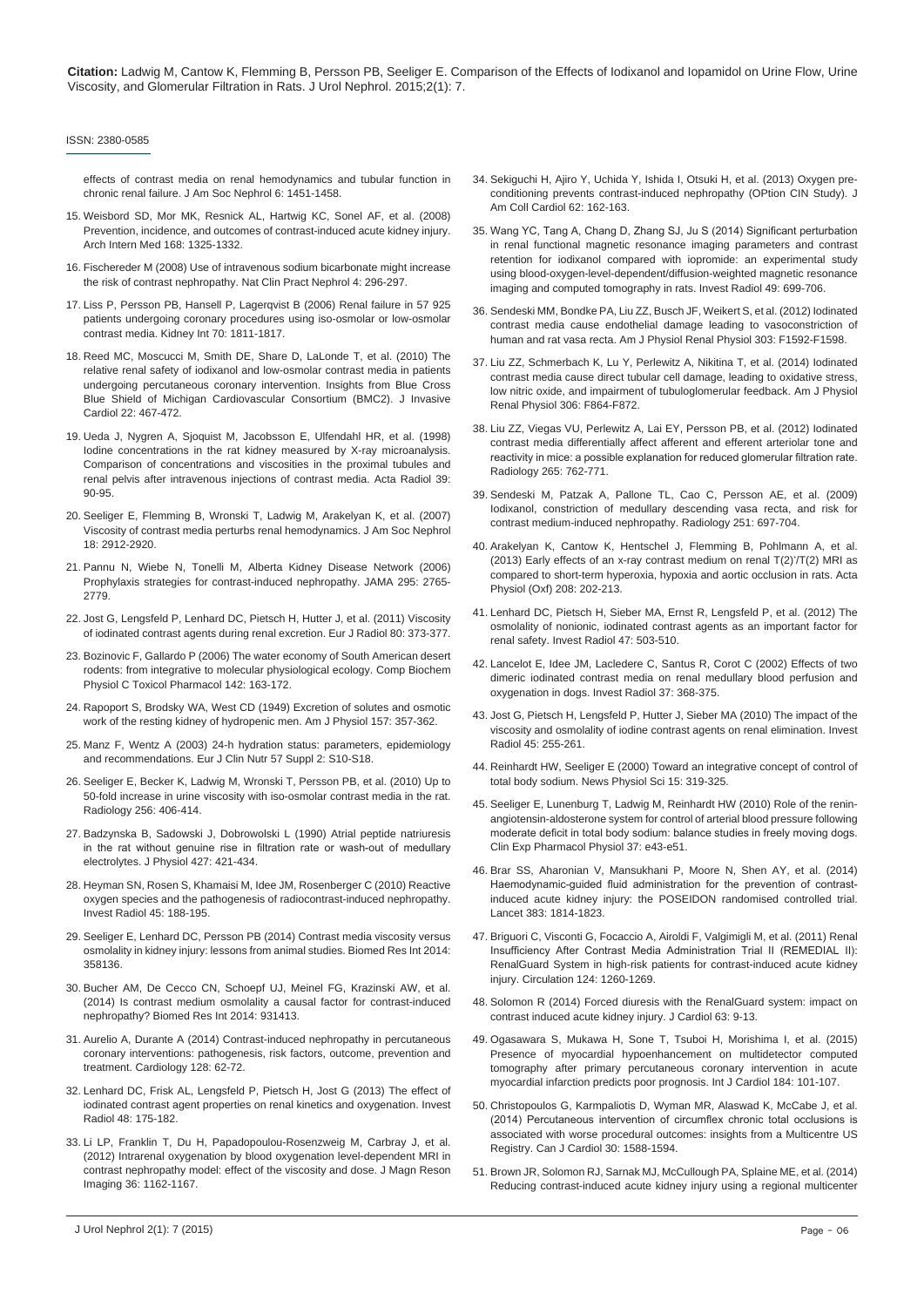effects of contrast media on renal hemodynamics and tubular function in chronic renal failure. J Am Soc Nephrol 6: 1451-1458.

15. Weisbord SD, Mor MK, Resnick AL, Hartwig KC, Sonel AF, et al. (2008) Prevention, incidence, and outcomes of contrast-induced acute kidney injury. Arch Intern Med 168: 1325-1332.

16. Fischereder M (2008) Use of intravenous sodium bicarbonate might increase the risk of contrast nephropathy. Nat Clin Pract Nephrol 4: 296-297.

17. Liss P, Persson PB, Hansell P, Lagerqvist B (2006) Renal failure in 57 925 patients undergoing coronary procedures using iso-osmolar or low-osmolar contrast media. Kidney Int 70: 1811-1817.

18. Reed MC, Moscucci M, Smith DE, Share D, LaLonde T, et al. (2010) The relative renal safety of iodixanol and low-osmolar contrast media in patients undergoing percutaneous coronary intervention. Insights from Blue Cross Blue Shield of Michigan Cardiovascular Consortium (BMC2). J Invasive Cardiol 22: 467-472.

19. Ueda J, Nygren A, Sjoquist M, Jacobsson E, Ulfendahl HR, et al. (1998) Iodine concentrations in the rat kidney measured by X-ray microanalysis. Comparison of concentrations and viscosities in the proximal tubules and renal pelvis after intravenous injections of contrast media. Acta Radiol 39: 90-95.

20. Seeliger E, Flemming B, Wronski T, Ladwig M, Arakelyan K, et al. (2007) Viscosity of contrast media perturbs renal hemodynamics. J Am Soc Nephrol 18: 2912-2920.

21. Pannu N, Wiebe N, Tonelli M, Alberta Kidney Disease Network (2006) Prophylaxis strategies for contrast-induced nephropathy. JAMA 295: 2765-2779.

22. Jost G, Lengsfeld P, Lenhard DC, Pietsch H, Hutter J, et al. (2011) Viscosity of iodinated contrast agents during renal excretion. Eur J Radiol 80: 373-377.

23. Bozinovic F, Gallardo P (2006) The water economy of South American desert rodents: from integrative to molecular physiological ecology. Comp Biochem Physiol C Toxicol Pharmacol 142: 163-172.

24. Rapoport S, Brodsky WA, West CD (1949) Excretion of solutes and osmotic work of the resting kidney of hydropenic men. Am J Physiol 157: 357-362.

25. Manz F, Wentz A (2003) 24-h hydration status: parameters, epidemiology and recommendations. Eur J Clin Nutr 57 Suppl 2: S10-S18.

26. Seeliger E, Becker K, Ladwig M, Wronski T, Persson PB, et al. (2010) Up to 50-fold increase in urine viscosity with iso-osmolar contrast media in the rat. Radiology 256: 406-414.

27. Badzynska B, Sadowski J, Dobrowolski L (1990) Atrial peptide natriuresis in the rat without genuine rise in filtration rate or wash-out of medullary electrolytes. J Physiol 427: 421-434.

28. Heyman SN, Rosen S, Khamaisi M, Idee JM, Rosenberger C (2010) Reactive oxygen species and the pathogenesis of radiocontrast-induced nephropathy. Invest Radiol 45: 188-195.

29. Seeliger E, Lenhard DC, Persson PB (2014) Contrast media viscosity versus osmolality in kidney injury: lessons from animal studies. Biomed Res Int 2014: 358136.

30. Bucher AM, De Cecco CN, Schoepf UJ, Meinel FG, Krazinski AW, et al. (2014) Is contrast medium osmolality a causal factor for contrast-induced nephropathy? Biomed Res Int 2014: 931413.

31. Aurelio A, Durante A (2014) Contrast-induced nephropathy in percutaneous coronary interventions: pathogenesis, risk factors, outcome, prevention and treatment. Cardiology 128: 62-72.

32. Lenhard DC, Frisk AL, Lengsfeld P, Pietsch H, Jost G (2013) The effect of iodinated contrast agent properties on renal kinetics and oxygenation. Invest Radiol 48: 175-182.

33. Li LP, Franklin T, Du H, Papadopoulou-Rosenzweig M, Carbray J, et al. (2012) Intrarenal oxygenation by blood oxygenation level-dependent MRI in contrast nephropathy model: effect of the viscosity and dose. J Magn Reson Imaging 36: 1162-1167.

34. Sekiguchi H, Ajiro Y, Uchida Y, Ishida I, Otsuki H, et al. (2013) Oxygen pre-conditioning prevents contrast-induced nephropathy (OPtion CIN Study). J Am Coll Cardiol 62: 162-163.

35. Wang YC, Tang A, Chang D, Zhang SJ, Ju S (2014) Significant perturbation in renal functional magnetic resonance imaging parameters and contrast retention for iodixanol compared with iopromide: an experimental study using blood-oxygen-level-dependent/diffusion-weighted magnetic resonance imaging and computed tomography in rats. Invest Radiol 49: 699-706.

36. Sendeski MM, Bondke PA, Liu ZZ, Busch JF, Weikert S, et al. (2012) Iodinated contrast media cause endothelial damage leading to vasoconstriction of human and rat vasa recta. Am J Physiol Renal Physiol 303: F1592-F1598.

37. Liu ZZ, Schmerbach K, Lu Y, Perlewitz A, Nikitina T, et al. (2014) Iodinated contrast media cause direct tubular cell damage, leading to oxidative stress, low nitric oxide, and impairment of tubuloglomerular feedback. Am J Physiol Renal Physiol 306: F864-F872.

38. Liu ZZ, Viegas VU, Perlewitz A, Lai EY, Persson PB, et al. (2012) Iodinated contrast media differentially affect afferent and efferent arteriolar tone and reactivity in mice: a possible explanation for reduced glomerular filtration rate. Radiology 265: 762-771.

39. Sendeski M, Patzak A, Pallone TL, Cao C, Persson AE, et al. (2009) Iodixanol, constriction of medullary descending vasa recta, and risk for contrast medium-induced nephropathy. Radiology 251: 697-704.

40. Arakelyan K, Cantow K, Hentschel J, Flemming B, Pohlmann A, et al. (2013) Early effects of an x-ray contrast medium on renal T(2)\*/T(2) MRI as compared to short-term hyperoxia, hypoxia and aortic occlusion in rats. Acta Physiol (Oxf) 208: 202-213.

41. Lenhard DC, Pietsch H, Sieber MA, Ernst R, Lengsfeld P, et al. (2012) The osmolality of nonionic, iodinated contrast agents as an important factor for renal safety. Invest Radiol 47: 503-510.

42. Lancelot E, Idee JM, Lacledere C, Santus R, Corot C (2002) Effects of two dimeric iodinated contrast media on renal medullary blood perfusion and oxygenation in dogs. Invest Radiol 37: 368-375.

43. Jost G, Pietsch H, Lengsfeld P, Hutter J, Sieber MA (2010) The impact of the viscosity and osmolality of iodine contrast agents on renal elimination. Invest Radiol 45: 255-261.

44. Reinhardt HW, Seeliger E (2000) Toward an integrative concept of control of total body sodium. News Physiol Sci 15: 319-325.

45. Seeliger E, Lunenburg T, Ladwig M, Reinhardt HW (2010) Role of the renin-angiotensin-aldosterone system for control of arterial blood pressure following moderate deficit in total body sodium: balance studies in freely moving dogs. Clin Exp Pharmacol Physiol 37: e43-e51.

46. Brar SS, Aharonian V, Mansukhani P, Moore N, Shen AY, et al. (2014) Haemodynamic-guided fluid administration for the prevention of contrast-induced acute kidney injury: the POSEIDON randomised controlled trial. Lancet 383: 1814-1823.

47. Briguori C, Visconti G, Focaccio A, Airoldi F, Valgimigli M, et al. (2011) Renal Insufficiency After Contrast Media Administration Trial II (REMEDIAL II): RenalGuard System in high-risk patients for contrast-induced acute kidney injury. Circulation 124: 1260-1269.

48. Solomon R (2014) Forced diuresis with the RenalGuard system: impact on contrast induced acute kidney injury. J Cardiol 63: 9-13.

49. Ogasawara S, Mukawa H, Sone T, Tsuboi H, Morishima I, et al. (2015) Presence of myocardial hypoenhancement on multidetector computed tomography after primary percutaneous coronary intervention in acute myocardial infarction predicts poor prognosis. Int J Cardiol 184: 101-107.

50. Christopoulos G, Karmpaliotis D, Wyman MR, Alaswad K, McCabe J, et al. (2014) Percutaneous intervention of circumflex chronic total occlusions is associated with worse procedural outcomes: insights from a Multicentre US Registry. Can J Cardiol 30: 1588-1594.

51. Brown JR, Solomon RJ, Sarnak MJ, McCullough PA, Splaine ME, et al. (2014) Reducing contrast-induced acute kidney injury using a regional multicenter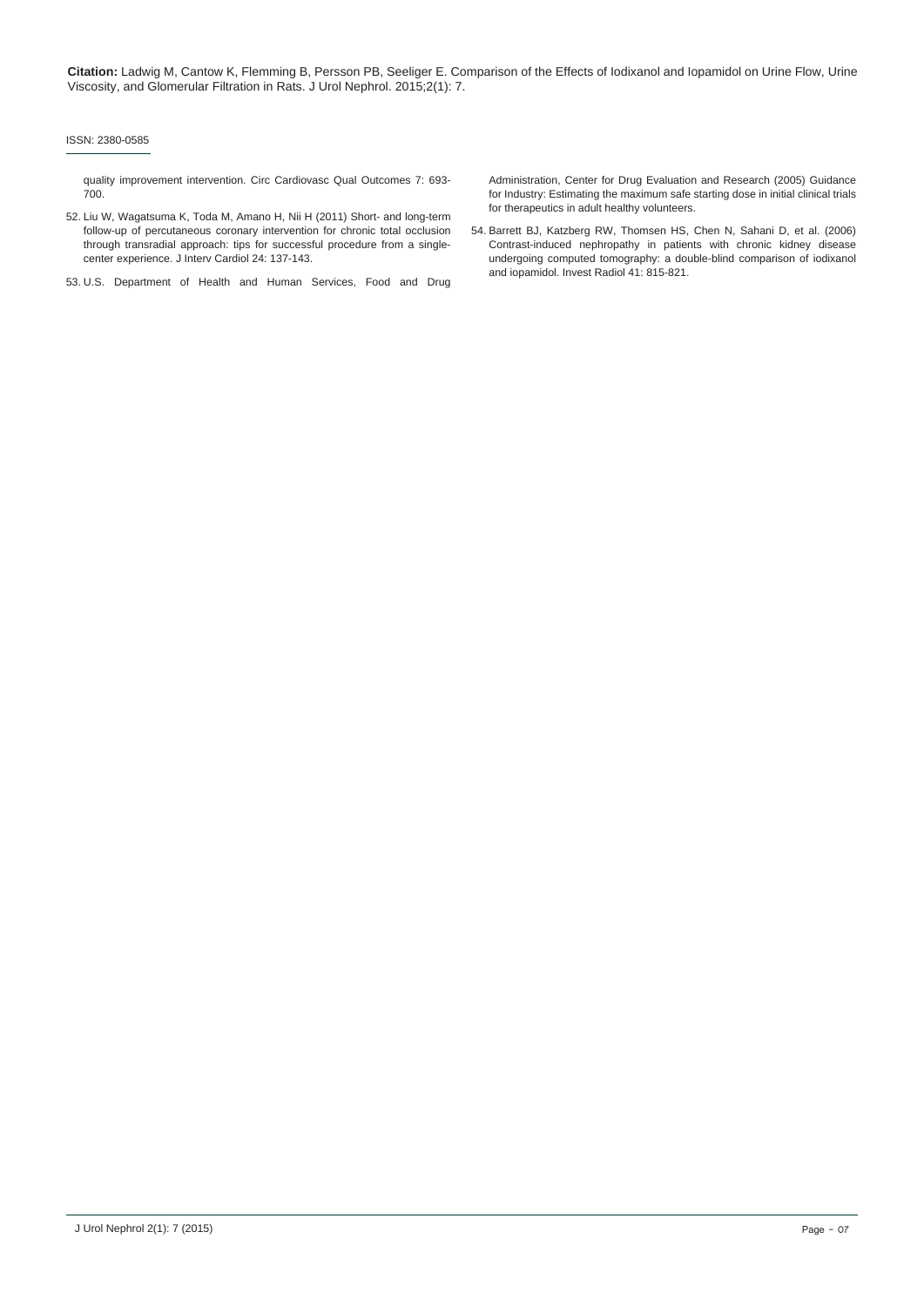quality improvement intervention. Circ Cardiovasc Qual Outcomes 7: 693-700.

52. Liu W, Wagatsuma K, Toda M, Amano H, Nii H (2011) Short- and long-term follow-up of percutaneous coronary intervention for chronic total occlusion through transradial approach: tips for successful procedure from a single-center experience. J Interv Cardiol 24: 137-143.

53. U.S. Department of Health and Human Services, Food and Drug Administration, Center for Drug Evaluation and Research (2005) Guidance for Industry: Estimating the maximum safe starting dose in initial clinical trials for therapeutics in adult healthy volunteers.

54. Barrett BJ, Katzberg RW, Thomsen HS, Chen N, Sahani D, et al. (2006) Contrast-induced nephropathy in patients with chronic kidney disease undergoing computed tomography: a double-blind comparison of iodixanol and iopamidol. Invest Radiol 41: 815-821.